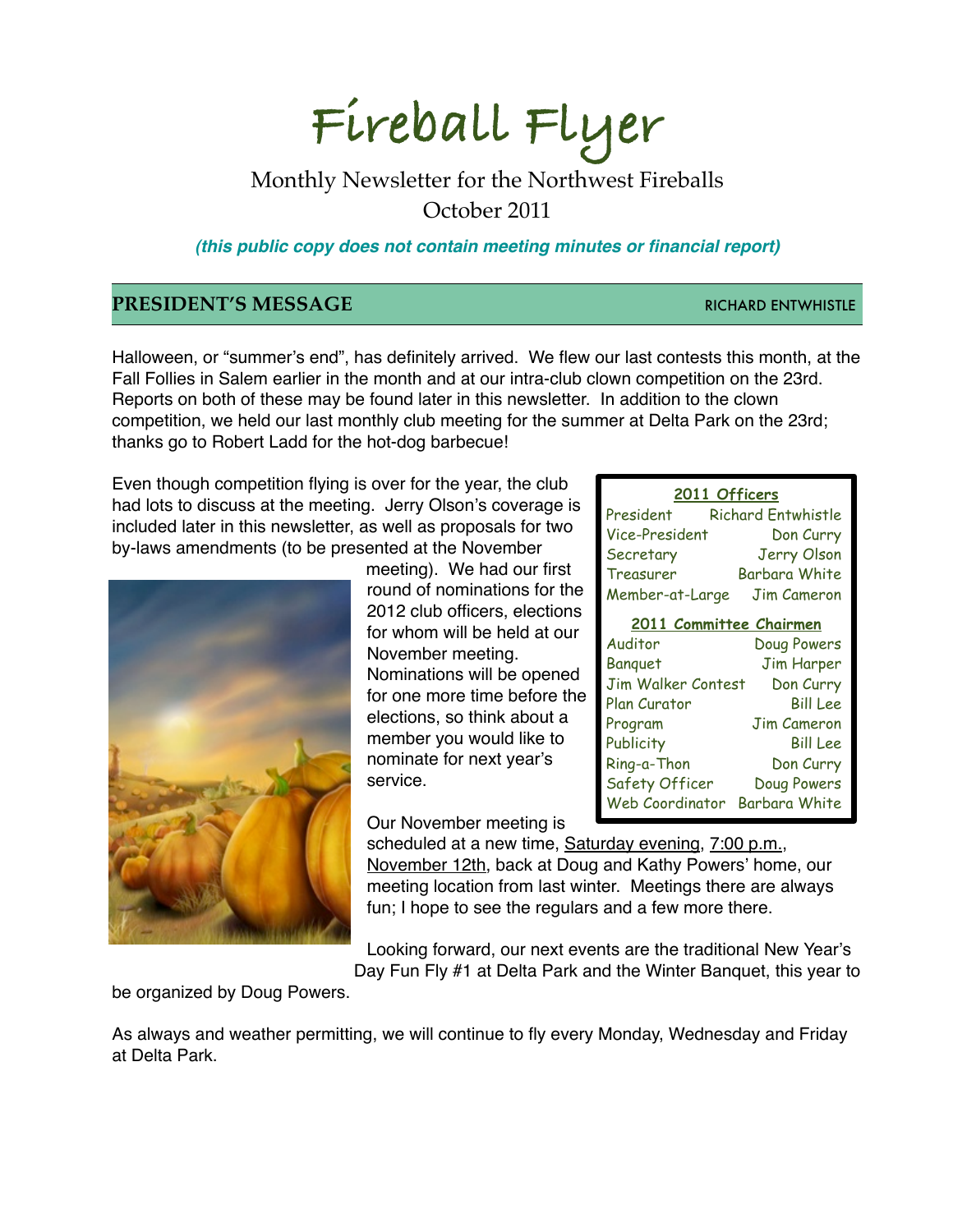# Fireball Flyer

Monthly Newsletter for the Northwest Fireballs
October 2011

***(this public copy does not contain meeting minutes or financial report)***

## PRESIDENT'S MESSAGE — RICHARD ENTWHISTLE

Halloween, or "summer's end", has definitely arrived. We flew our last contests this month, at the Fall Follies in Salem earlier in the month and at our intra-club clown competition on the 23rd. Reports on both of these may be found later in this newsletter. In addition to the clown competition, we held our last monthly club meeting for the summer at Delta Park on the 23rd; thanks go to Robert Ladd for the hot-dog barbecue!

Even though competition flying is over for the year, the club had lots to discuss at the meeting. Jerry Olson's coverage is included later in this newsletter, as well as proposals for two by-laws amendments (to be presented at the November meeting). We had our first round of nominations for the 2012 club officers, elections for whom will be held at our November meeting. Nominations will be opened for one more time before the elections, so think about a member you would like to nominate for next year's service.

Our November meeting is scheduled at a new time, Saturday evening, 7:00 p.m., November 12th, back at Doug and Kathy Powers' home, our meeting location from last winter. Meetings there are always fun; I hope to see the regulars and a few more there.

Looking forward, our next events are the traditional New Year's Day Fun Fly #1 at Delta Park and the Winter Banquet, this year to be organized by Doug Powers.

As always and weather permitting, we will continue to fly every Monday, Wednesday and Friday at Delta Park.

| 2011 Officers | |
|---|---|
| President | Richard Entwhistle |
| Vice-President | Don Curry |
| Secretary | Jerry Olson |
| Treasurer | Barbara White |
| Member-at-Large | Jim Cameron |

| 2011 Committee Chairmen | |
|---|---|
| Auditor | Doug Powers |
| Banquet | Jim Harper |
| Jim Walker Contest | Don Curry |
| Plan Curator | Bill Lee |
| Program | Jim Cameron |
| Publicity | Bill Lee |
| Ring-a-Thon | Don Curry |
| Safety Officer | Doug Powers |
| Web Coordinator | Barbara White |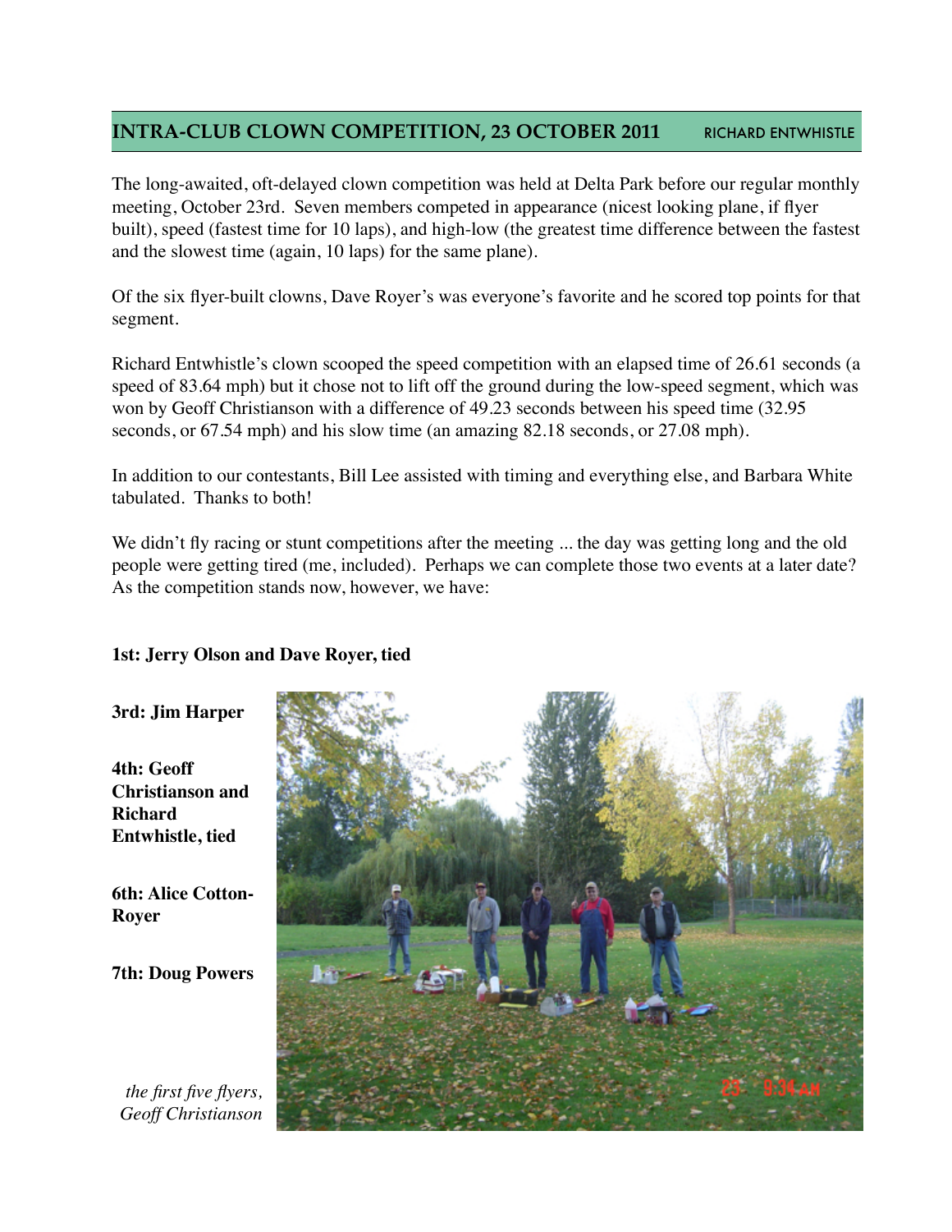## INTRA-CLUB CLOWN COMPETITION, 23 OCTOBER 2011 — RICHARD ENTWHISTLE

The long-awaited, oft-delayed clown competition was held at Delta Park before our regular monthly meeting, October 23rd. Seven members competed in appearance (nicest looking plane, if flyer built), speed (fastest time for 10 laps), and high-low (the greatest time difference between the fastest and the slowest time (again, 10 laps) for the same plane).

Of the six flyer-built clowns, Dave Royer's was everyone's favorite and he scored top points for that segment.

Richard Entwhistle's clown scooped the speed competition with an elapsed time of 26.61 seconds (a speed of 83.64 mph) but it chose not to lift off the ground during the low-speed segment, which was won by Geoff Christianson with a difference of 49.23 seconds between his speed time (32.95 seconds, or 67.54 mph) and his slow time (an amazing 82.18 seconds, or 27.08 mph).

In addition to our contestants, Bill Lee assisted with timing and everything else, and Barbara White tabulated. Thanks to both!

We didn't fly racing or stunt competitions after the meeting ... the day was getting long and the old people were getting tired (me, included). Perhaps we can complete those two events at a later date? As the competition stands now, however, we have:

**1st: Jerry Olson and Dave Royer, tied**

**3rd: Jim Harper**

**4th: Geoff Christianson and Richard Entwhistle, tied**

**6th: Alice Cotton-Royer**

**7th: Doug Powers**

*the first five flyers, Geoff Christianson*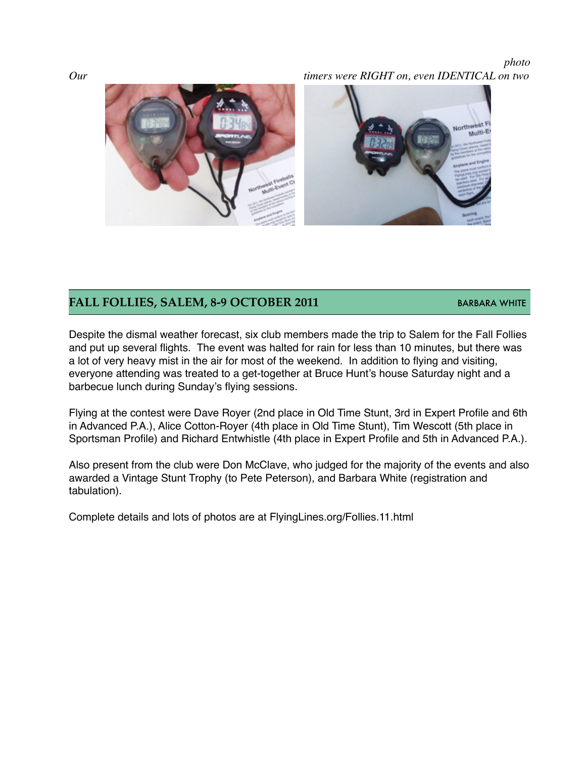*Our timers were RIGHT on, even IDENTICAL on two photo*

## FALL FOLLIES, SALEM, 8-9 OCTOBER 2011

BARBARA WHITE

Despite the dismal weather forecast, six club members made the trip to Salem for the Fall Follies and put up several flights. The event was halted for rain for less than 10 minutes, but there was a lot of very heavy mist in the air for most of the weekend. In addition to flying and visiting, everyone attending was treated to a get-together at Bruce Hunt's house Saturday night and a barbecue lunch during Sunday's flying sessions.

Flying at the contest were Dave Royer (2nd place in Old Time Stunt, 3rd in Expert Profile and 6th in Advanced P.A.), Alice Cotton-Royer (4th place in Old Time Stunt), Tim Wescott (5th place in Sportsman Profile) and Richard Entwhistle (4th place in Expert Profile and 5th in Advanced P.A.).

Also present from the club were Don McClave, who judged for the majority of the events and also awarded a Vintage Stunt Trophy (to Pete Peterson), and Barbara White (registration and tabulation).

Complete details and lots of photos are at FlyingLines.org/Follies.11.html